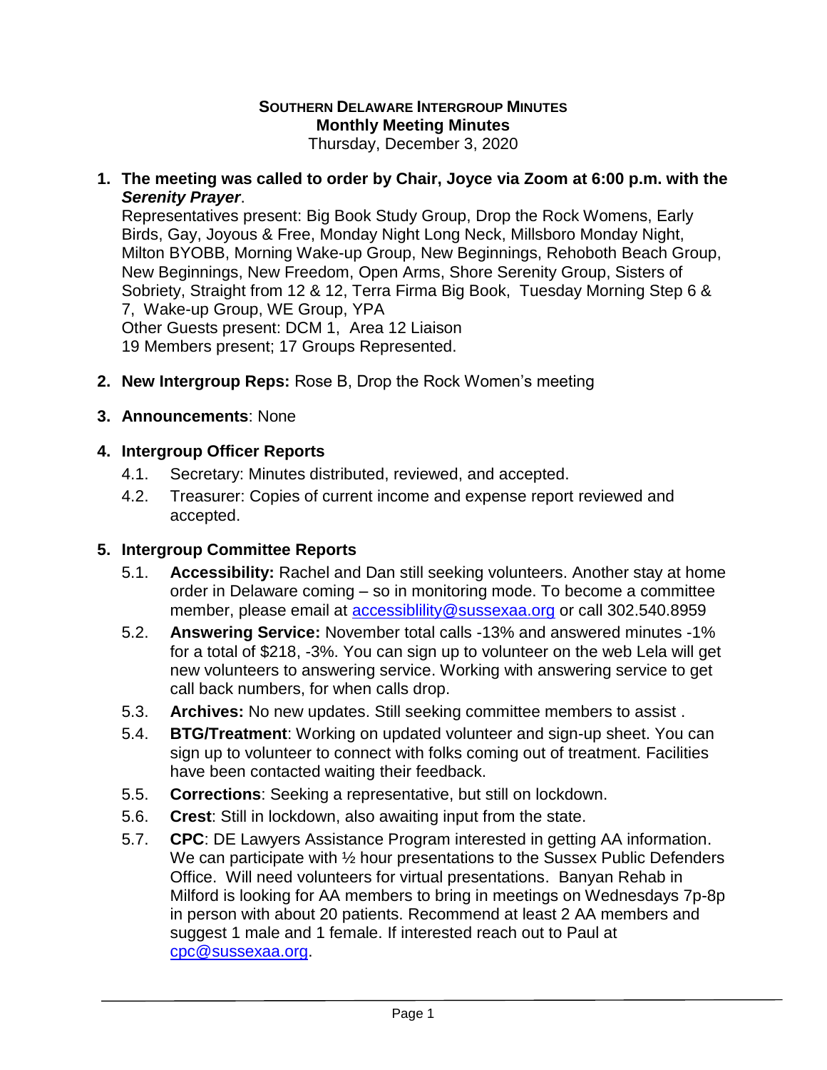**SOUTHERN DELAWARE INTERGROUP MINUTES**
**Monthly Meeting Minutes**
Thursday, December 3, 2020

1. **The meeting was called to order by Chair, Joyce via Zoom at 6:00 p.m. with the *Serenity Prayer*.**
   Representatives present: Big Book Study Group, Drop the Rock Womens, Early Birds, Gay, Joyous & Free, Monday Night Long Neck, Millsboro Monday Night, Milton BYOBB, Morning Wake-up Group, New Beginnings, Rehoboth Beach Group, New Beginnings, New Freedom, Open Arms, Shore Serenity Group, Sisters of Sobriety, Straight from 12 & 12, Terra Firma Big Book, Tuesday Morning Step 6 & 7, Wake-up Group, WE Group, YPA
   Other Guests present: DCM 1, Area 12 Liaison
   19 Members present; 17 Groups Represented.

2. **New Intergroup Reps:** Rose B, Drop the Rock Women's meeting

3. **Announcements**: None

4. **Intergroup Officer Reports**
   4.1. Secretary: Minutes distributed, reviewed, and accepted.
   4.2. Treasurer: Copies of current income and expense report reviewed and accepted.

5. **Intergroup Committee Reports**
   5.1. **Accessibility:** Rachel and Dan still seeking volunteers. Another stay at home order in Delaware coming – so in monitoring mode. To become a committee member, please email at accessiblility@sussexaa.org or call 302.540.8959
   5.2. **Answering Service:** November total calls -13% and answered minutes -1% for a total of $218, -3%. You can sign up to volunteer on the web Lela will get new volunteers to answering service. Working with answering service to get call back numbers, for when calls drop.
   5.3. **Archives:** No new updates. Still seeking committee members to assist .
   5.4. **BTG/Treatment**: Working on updated volunteer and sign-up sheet. You can sign up to volunteer to connect with folks coming out of treatment. Facilities have been contacted waiting their feedback.
   5.5. **Corrections**: Seeking a representative, but still on lockdown.
   5.6. **Crest**: Still in lockdown, also awaiting input from the state.
   5.7. **CPC**: DE Lawyers Assistance Program interested in getting AA information. We can participate with ½ hour presentations to the Sussex Public Defenders Office. Will need volunteers for virtual presentations. Banyan Rehab in Milford is looking for AA members to bring in meetings on Wednesdays 7p-8p in person with about 20 patients. Recommend at least 2 AA members and suggest 1 male and 1 female. If interested reach out to Paul at cpc@sussexaa.org.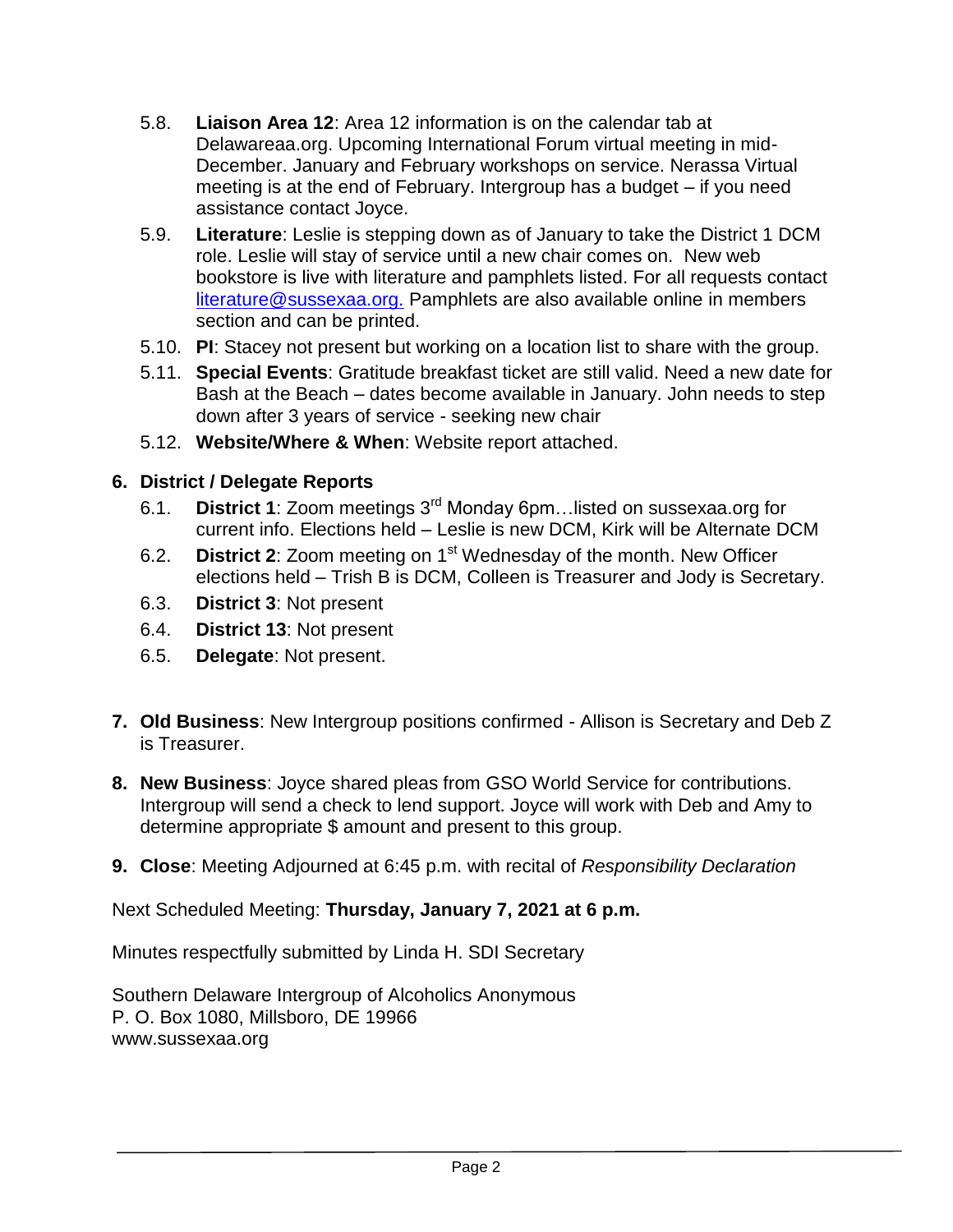5.8. **Liaison Area 12**: Area 12 information is on the calendar tab at Delawareaa.org. Upcoming International Forum virtual meeting in mid-December. January and February workshops on service. Nerassa Virtual meeting is at the end of February. Intergroup has a budget – if you need assistance contact Joyce.

5.9. **Literature**: Leslie is stepping down as of January to take the District 1 DCM role. Leslie will stay of service until a new chair comes on. New web bookstore is live with literature and pamphlets listed. For all requests contact literature@sussexaa.org. Pamphlets are also available online in members section and can be printed.

5.10. **PI**: Stacey not present but working on a location list to share with the group.

5.11. **Special Events**: Gratitude breakfast ticket are still valid. Need a new date for Bash at the Beach – dates become available in January. John needs to step down after 3 years of service - seeking new chair

5.12. **Website/Where & When**: Website report attached.

**6. District / Delegate Reports**

6.1. **District 1**: Zoom meetings 3rd Monday 6pm…listed on sussexaa.org for current info. Elections held – Leslie is new DCM, Kirk will be Alternate DCM

6.2. **District 2**: Zoom meeting on 1st Wednesday of the month. New Officer elections held – Trish B is DCM, Colleen is Treasurer and Jody is Secretary.

6.3. **District 3**: Not present

6.4. **District 13**: Not present

6.5. **Delegate**: Not present.

**7. Old Business**: New Intergroup positions confirmed - Allison is Secretary and Deb Z is Treasurer.

**8. New Business**: Joyce shared pleas from GSO World Service for contributions. Intergroup will send a check to lend support. Joyce will work with Deb and Amy to determine appropriate $ amount and present to this group.

**9. Close**: Meeting Adjourned at 6:45 p.m. with recital of *Responsibility Declaration*

Next Scheduled Meeting: **Thursday, January 7, 2021 at 6 p.m.**

Minutes respectfully submitted by Linda H. SDI Secretary

Southern Delaware Intergroup of Alcoholics Anonymous
P. O. Box 1080, Millsboro, DE 19966
www.sussexaa.org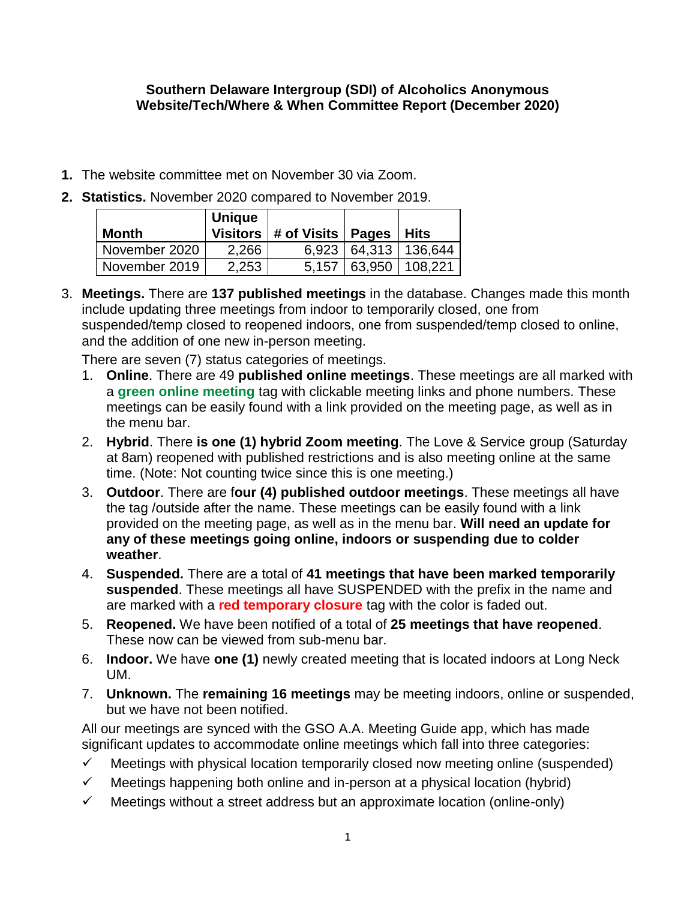**Southern Delaware Intergroup (SDI) of Alcoholics Anonymous**
**Website/Tech/Where & When Committee Report (December 2020)**

1. The website committee met on November 30 via Zoom.
2. **Statistics.** November 2020 compared to November 2019.

| Month | Unique Visitors | # of Visits | Pages | Hits |
|---|---|---|---|---|
| November 2020 | 2,266 | 6,923 | 64,313 | 136,644 |
| November 2019 | 2,253 | 5,157 | 63,950 | 108,221 |

3. **Meetings.** There are **137 published meetings** in the database. Changes made this month include updating three meetings from indoor to temporarily closed, one from suspended/temp closed to reopened indoors, one from suspended/temp closed to online, and the addition of one new in-person meeting.

   There are seven (7) status categories of meetings.

   1. **Online**. There are 49 **published online meetings**. These meetings are all marked with a **green online meeting** tag with clickable meeting links and phone numbers. These meetings can be easily found with a link provided on the meeting page, as well as in the menu bar.
   2. **Hybrid**. There **is one (1) hybrid Zoom meeting**. The Love & Service group (Saturday at 8am) reopened with published restrictions and is also meeting online at the same time. (Note: Not counting twice since this is one meeting.)
   3. **Outdoor**. There are f**our (4) published outdoor meetings**. These meetings all have the tag /outside after the name. These meetings can be easily found with a link provided on the meeting page, as well as in the menu bar. **Will need an update for any of these meetings going online, indoors or suspending due to colder weather**.
   4. **Suspended.** There are a total of **41 meetings that have been marked temporarily suspended**. These meetings all have SUSPENDED with the prefix in the name and are marked with a **red temporary closure** tag with the color is faded out.
   5. **Reopened.** We have been notified of a total of **25 meetings that have reopened**. These now can be viewed from sub-menu bar.
   6. **Indoor.** We have **one (1)** newly created meeting that is located indoors at Long Neck UM.
   7. **Unknown.** The **remaining 16 meetings** may be meeting indoors, online or suspended, but we have not been notified.

   All our meetings are synced with the GSO A.A. Meeting Guide app, which has made significant updates to accommodate online meetings which fall into three categories:

   - ✓ Meetings with physical location temporarily closed now meeting online (suspended)
   - ✓ Meetings happening both online and in-person at a physical location (hybrid)
   - ✓ Meetings without a street address but an approximate location (online-only)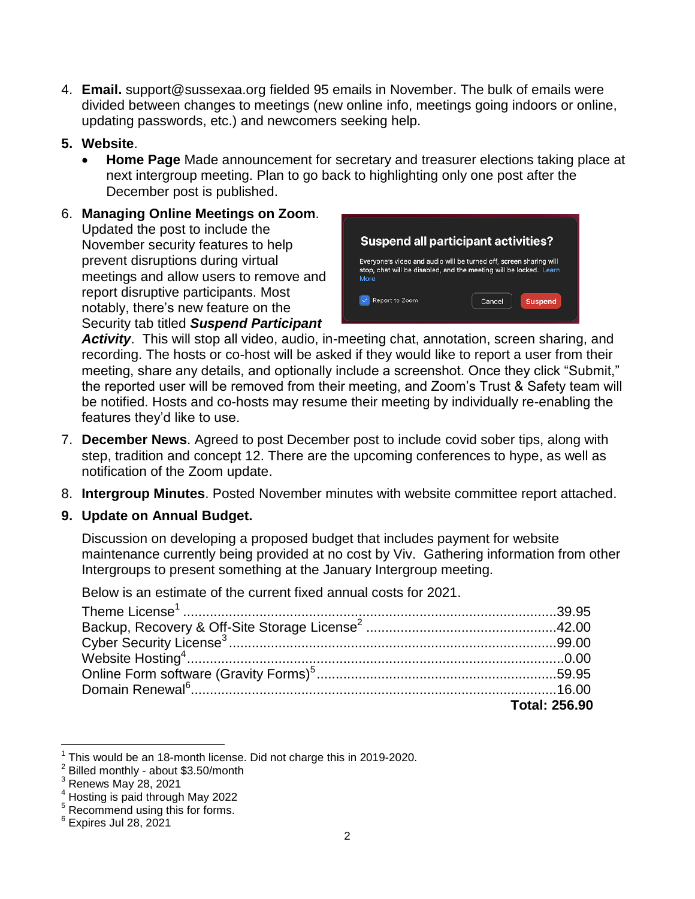4. **Email.** support@sussexaa.org fielded 95 emails in November. The bulk of emails were divided between changes to meetings (new online info, meetings going indoors or online, updating passwords, etc.) and newcomers seeking help.

5. **Website**.
   - **Home Page** Made announcement for secretary and treasurer elections taking place at next intergroup meeting. Plan to go back to highlighting only one post after the December post is published.

6. **Managing Online Meetings on Zoom**. Updated the post to include the November security features to help prevent disruptions during virtual meetings and allow users to remove and report disruptive participants. Most notably, there's new feature on the Security tab titled ***Suspend Participant Activity***. This will stop all video, audio, in-meeting chat, annotation, screen sharing, and recording. The hosts or co-host will be asked if they would like to report a user from their meeting, share any details, and optionally include a screenshot. Once they click "Submit," the reported user will be removed from their meeting, and Zoom's Trust & Safety team will be notified. Hosts and co-hosts may resume their meeting by individually re-enabling the features they'd like to use.

7. **December News**. Agreed to post December post to include covid sober tips, along with step, tradition and concept 12. There are the upcoming conferences to hype, as well as notification of the Zoom update.

8. **Intergroup Minutes**. Posted November minutes with website committee report attached.

9. **Update on Annual Budget.**

   Discussion on developing a proposed budget that includes payment for website maintenance currently being provided at no cost by Viv. Gathering information from other Intergroups to present something at the January Intergroup meeting.

   Below is an estimate of the current fixed annual costs for 2021.

| | |
|---|---|
| Theme License[1] | 39.95 |
| Backup, Recovery & Off-Site Storage License[2] | 42.00 |
| Cyber Security License[3] | 99.00 |
| Website Hosting[4] | 0.00 |
| Online Form software (Gravity Forms)[5] | 59.95 |
| Domain Renewal[6] | 16.00 |
| | **Total: 256.90** |

[1] This would be an 18-month license. Did not charge this in 2019-2020.
[2] Billed monthly - about $3.50/month
[3] Renews May 28, 2021
[4] Hosting is paid through May 2022
[5] Recommend using this for forms.
[6] Expires Jul 28, 2021